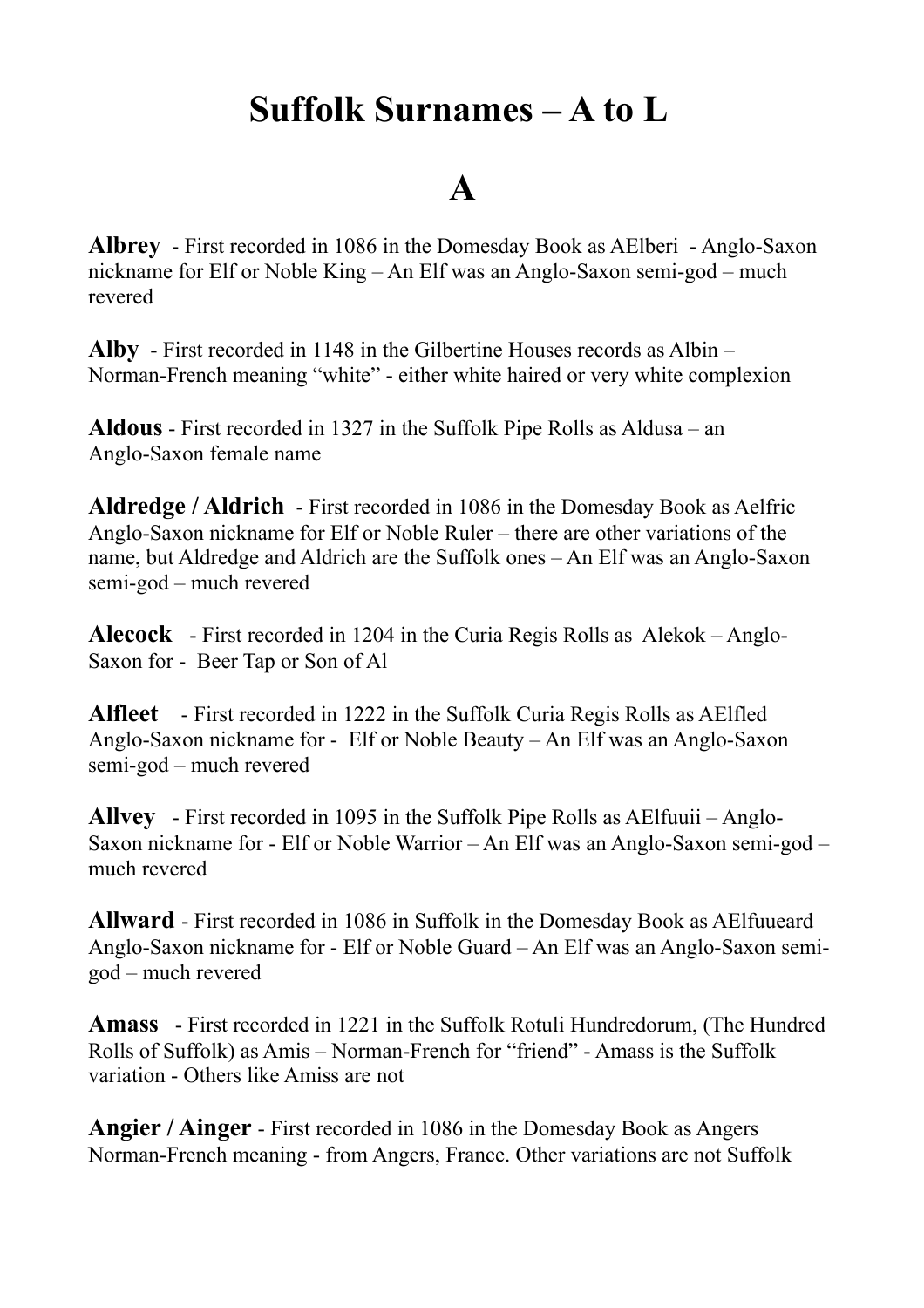# Suffolk Surnames – A to L

## A

**Albrey** - First recorded in 1086 in the Domesday Book as AElberi - Anglo-Saxon nickname for Elf or Noble King – An Elf was an Anglo-Saxon semi-god – much revered

**Alby** - First recorded in 1148 in the Gilbertine Houses records as Albin – Norman-French meaning "white" - either white haired or very white complexion

**Aldous** - First recorded in 1327 in the Suffolk Pipe Rolls as Aldusa – an Anglo-Saxon female name

**Aldredge / Aldrich** - First recorded in 1086 in the Domesday Book as Aelfric Anglo-Saxon nickname for Elf or Noble Ruler – there are other variations of the name, but Aldredge and Aldrich are the Suffolk ones – An Elf was an Anglo-Saxon semi-god – much revered

**Alecock** - First recorded in 1204 in the Curia Regis Rolls as Alekok – Anglo-Saxon for - Beer Tap or Son of Al

**Alfleet** - First recorded in 1222 in the Suffolk Curia Regis Rolls as AElfled Anglo-Saxon nickname for - Elf or Noble Beauty – An Elf was an Anglo-Saxon semi-god – much revered

**Allvey** - First recorded in 1095 in the Suffolk Pipe Rolls as AElfuuii – Anglo-Saxon nickname for - Elf or Noble Warrior – An Elf was an Anglo-Saxon semi-god – much revered

**Allward** - First recorded in 1086 in Suffolk in the Domesday Book as AElfuueard Anglo-Saxon nickname for - Elf or Noble Guard – An Elf was an Anglo-Saxon semi-god – much revered

**Amass** - First recorded in 1221 in the Suffolk Rotuli Hundredorum, (The Hundred Rolls of Suffolk) as Amis – Norman-French for "friend" - Amass is the Suffolk variation - Others like Amiss are not

**Angier / Ainger** - First recorded in 1086 in the Domesday Book as Angers Norman-French meaning - from Angers, France. Other variations are not Suffolk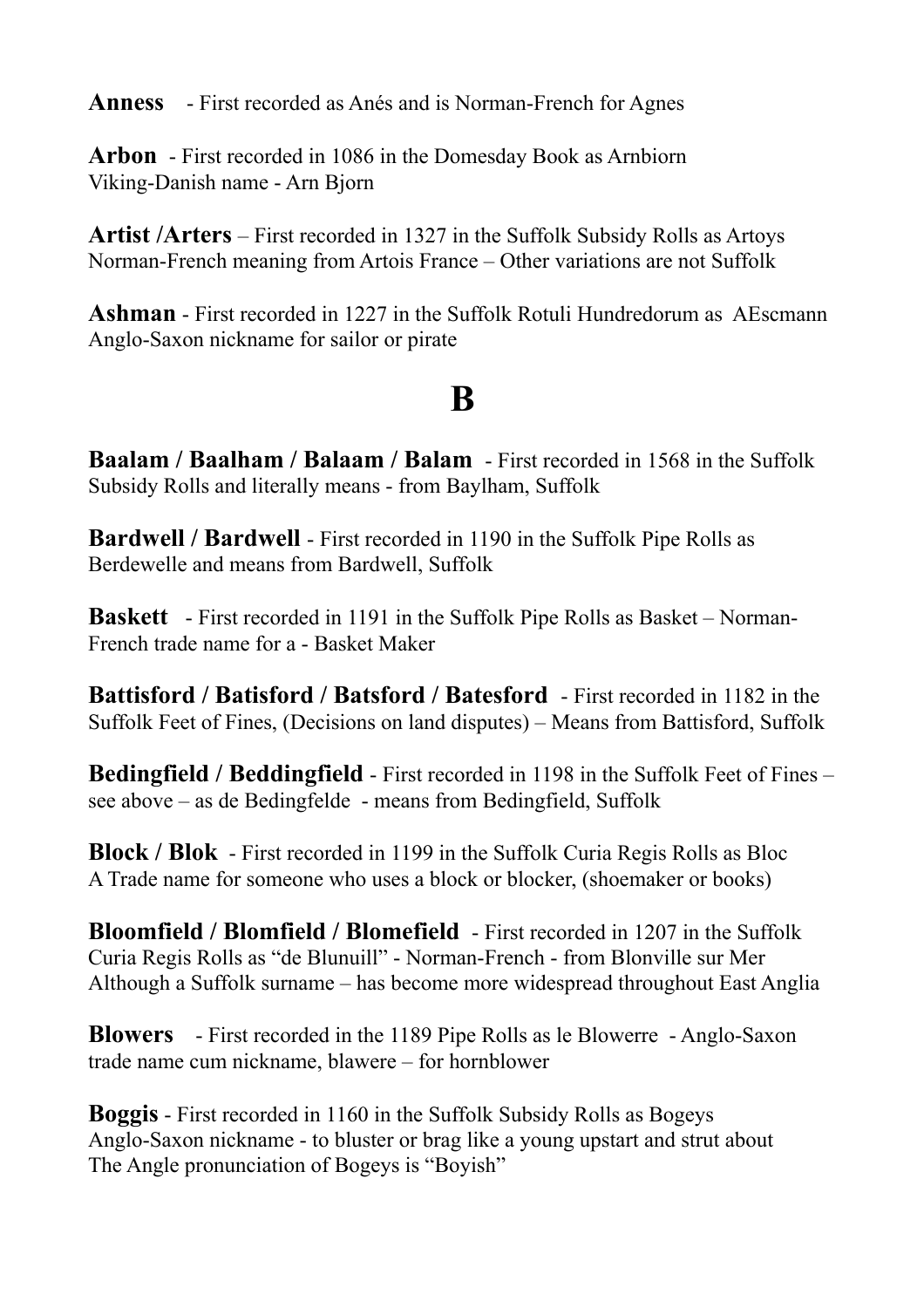**Anness** - First recorded as Anés and is Norman-French for Agnes

**Arbon** - First recorded in 1086 in the Domesday Book as Arnbiorn
Viking-Danish name - Arn Bjorn

**Artist /Arters** – First recorded in 1327 in the Suffolk Subsidy Rolls as Artoys
Norman-French meaning from Artois France – Other variations are not Suffolk

**Ashman** - First recorded in 1227 in the Suffolk Rotuli Hundredorum as AEscmann
Anglo-Saxon nickname for sailor or pirate

# B

**Baalam / Baalham / Balaam / Balam** - First recorded in 1568 in the Suffolk Subsidy Rolls and literally means - from Baylham, Suffolk

**Bardwell / Bardwell** - First recorded in 1190 in the Suffolk Pipe Rolls as Berdewelle and means from Bardwell, Suffolk

**Baskett** - First recorded in 1191 in the Suffolk Pipe Rolls as Basket – Norman-French trade name for a - Basket Maker

**Battisford / Batisford / Batsford / Batesford** - First recorded in 1182 in the Suffolk Feet of Fines, (Decisions on land disputes) – Means from Battisford, Suffolk

**Bedingfield / Beddingfield** - First recorded in 1198 in the Suffolk Feet of Fines – see above – as de Bedingfelde - means from Bedingfield, Suffolk

**Block / Blok** - First recorded in 1199 in the Suffolk Curia Regis Rolls as Bloc
A Trade name for someone who uses a block or blocker, (shoemaker or books)

**Bloomfield / Blomfield / Blomefield** - First recorded in 1207 in the Suffolk Curia Regis Rolls as "de Blunuill" - Norman-French - from Blonville sur Mer
Although a Suffolk surname – has become more widespread throughout East Anglia

**Blowers** - First recorded in the 1189 Pipe Rolls as le Blowerre - Anglo-Saxon trade name cum nickname, blawere – for hornblower

**Boggis** - First recorded in 1160 in the Suffolk Subsidy Rolls as Bogeys
Anglo-Saxon nickname - to bluster or brag like a young upstart and strut about
The Angle pronunciation of Bogeys is "Boyish"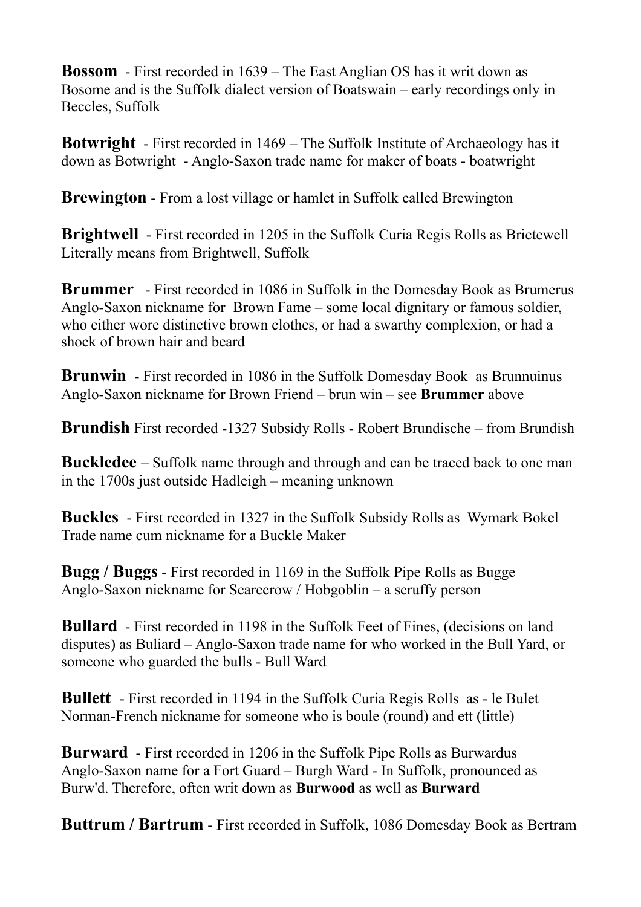**Bossom** - First recorded in 1639 – The East Anglian OS has it writ down as Bosome and is the Suffolk dialect version of Boatswain – early recordings only in Beccles, Suffolk

**Botwright** - First recorded in 1469 – The Suffolk Institute of Archaeology has it down as Botwright - Anglo-Saxon trade name for maker of boats - boatwright

**Brewington** - From a lost village or hamlet in Suffolk called Brewington

**Brightwell** - First recorded in 1205 in the Suffolk Curia Regis Rolls as Brictewell Literally means from Brightwell, Suffolk

**Brummer** - First recorded in 1086 in Suffolk in the Domesday Book as Brumerus Anglo-Saxon nickname for Brown Fame – some local dignitary or famous soldier, who either wore distinctive brown clothes, or had a swarthy complexion, or had a shock of brown hair and beard

**Brunwin** - First recorded in 1086 in the Suffolk Domesday Book as Brunnuinus Anglo-Saxon nickname for Brown Friend – brun win – see **Brummer** above

**Brundish** First recorded -1327 Subsidy Rolls - Robert Brundische – from Brundish

**Buckledee** – Suffolk name through and through and can be traced back to one man in the 1700s just outside Hadleigh – meaning unknown

**Buckles** - First recorded in 1327 in the Suffolk Subsidy Rolls as Wymark Bokel Trade name cum nickname for a Buckle Maker

**Bugg / Buggs** - First recorded in 1169 in the Suffolk Pipe Rolls as Bugge Anglo-Saxon nickname for Scarecrow / Hobgoblin – a scruffy person

**Bullard** - First recorded in 1198 in the Suffolk Feet of Fines, (decisions on land disputes) as Buliard – Anglo-Saxon trade name for who worked in the Bull Yard, or someone who guarded the bulls - Bull Ward

**Bullett** - First recorded in 1194 in the Suffolk Curia Regis Rolls as - le Bulet Norman-French nickname for someone who is boule (round) and ett (little)

**Burward** - First recorded in 1206 in the Suffolk Pipe Rolls as Burwardus Anglo-Saxon name for a Fort Guard – Burgh Ward - In Suffolk, pronounced as Burw'd. Therefore, often writ down as **Burwood** as well as **Burward**

**Buttrum / Bartrum** - First recorded in Suffolk, 1086 Domesday Book as Bertram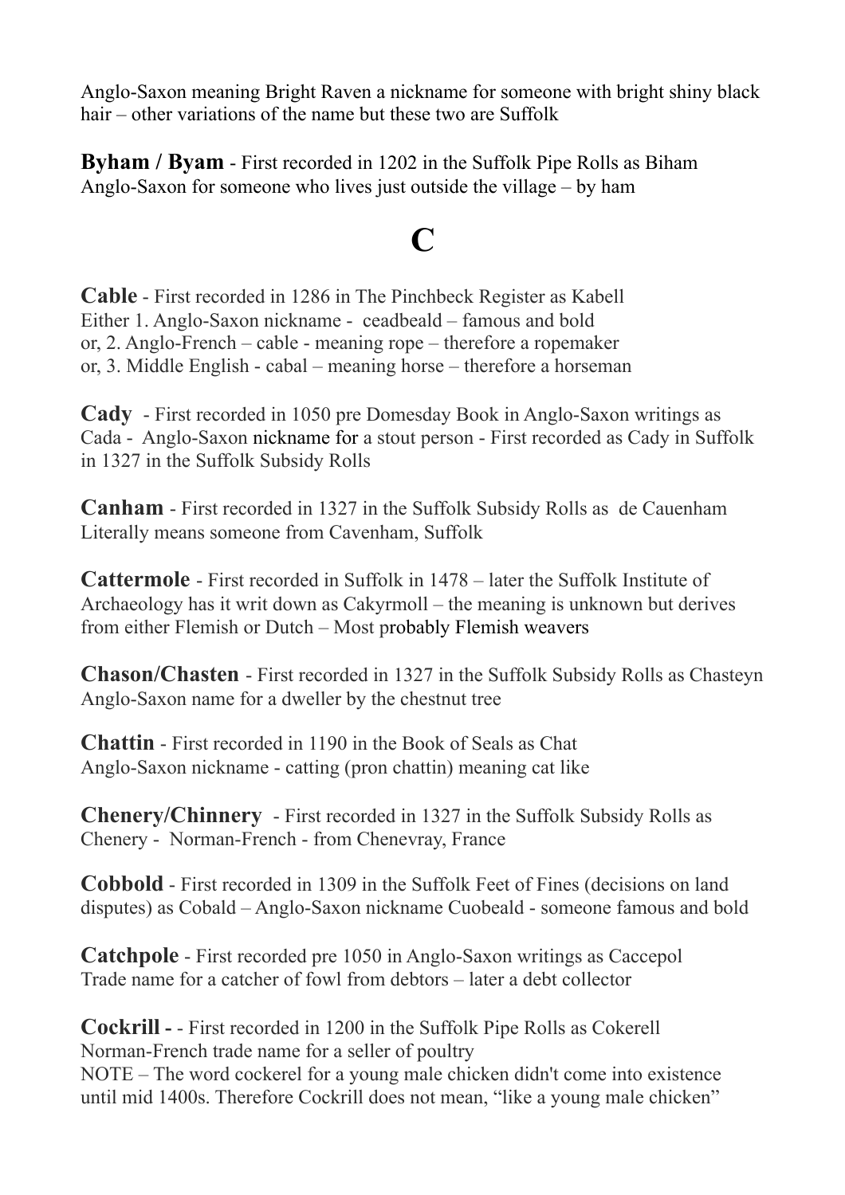Anglo-Saxon meaning Bright Raven a nickname for someone with bright shiny black hair – other variations of the name but these two are Suffolk

**Byham / Byam** - First recorded in 1202 in the Suffolk Pipe Rolls as Biham
Anglo-Saxon for someone who lives just outside the village – by ham

# C

**Cable** - First recorded in 1286 in The Pinchbeck Register as Kabell
Either 1. Anglo-Saxon nickname - ceadbeald – famous and bold
or, 2. Anglo-French – cable - meaning rope – therefore a ropemaker
or, 3. Middle English - cabal – meaning horse – therefore a horseman

**Cady** - First recorded in 1050 pre Domesday Book in Anglo-Saxon writings as Cada - Anglo-Saxon nickname for a stout person - First recorded as Cady in Suffolk in 1327 in the Suffolk Subsidy Rolls

**Canham** - First recorded in 1327 in the Suffolk Subsidy Rolls as de Cauenham
Literally means someone from Cavenham, Suffolk

**Cattermole** - First recorded in Suffolk in 1478 – later the Suffolk Institute of Archaeology has it writ down as Cakyrmoll – the meaning is unknown but derives from either Flemish or Dutch – Most probably Flemish weavers

**Chason/Chasten** - First recorded in 1327 in the Suffolk Subsidy Rolls as Chasteyn
Anglo-Saxon name for a dweller by the chestnut tree

**Chattin** - First recorded in 1190 in the Book of Seals as Chat
Anglo-Saxon nickname - catting (pron chattin) meaning cat like

**Chenery/Chinnery** - First recorded in 1327 in the Suffolk Subsidy Rolls as Chenery - Norman-French - from Chenevray, France

**Cobbold** - First recorded in 1309 in the Suffolk Feet of Fines (decisions on land disputes) as Cobald – Anglo-Saxon nickname Cuobeald - someone famous and bold

**Catchpole** - First recorded pre 1050 in Anglo-Saxon writings as Caccepol
Trade name for a catcher of fowl from debtors – later a debt collector

**Cockrill -** - First recorded in 1200 in the Suffolk Pipe Rolls as Cokerell
Norman-French trade name for a seller of poultry
NOTE – The word cockerel for a young male chicken didn't come into existence until mid 1400s. Therefore Cockrill does not mean, "like a young male chicken"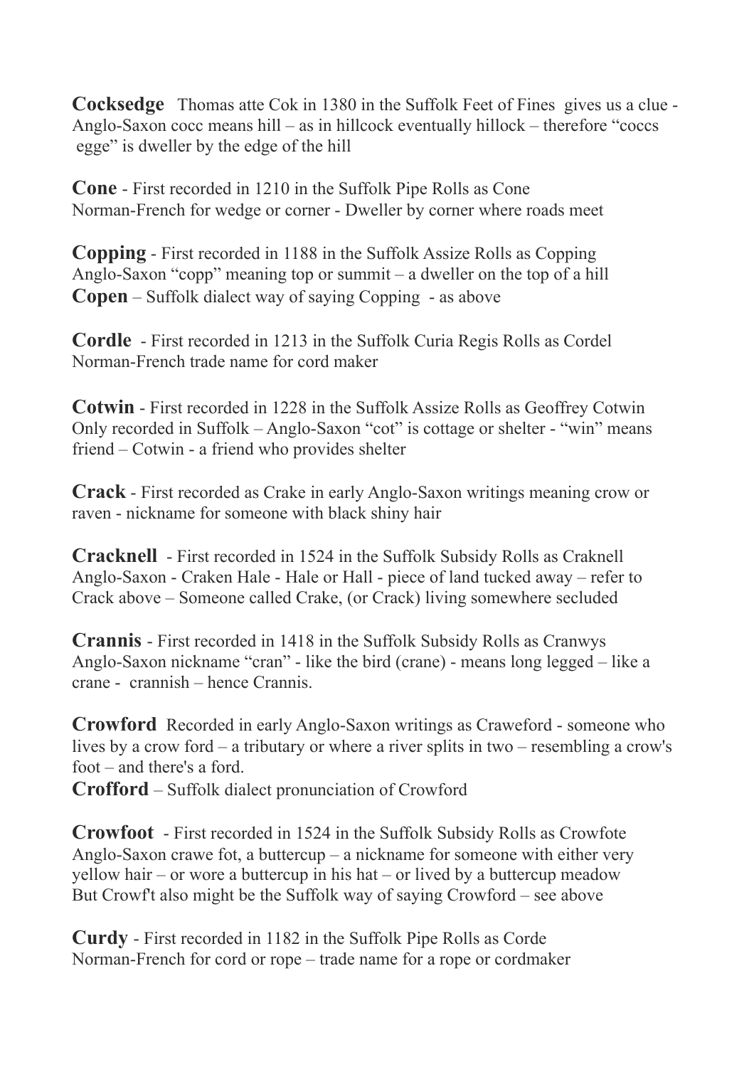**Cocksedge** Thomas atte Cok in 1380 in the Suffolk Feet of Fines gives us a clue - Anglo-Saxon cocc means hill – as in hillcock eventually hillock – therefore "coccs egge" is dweller by the edge of the hill

**Cone** - First recorded in 1210 in the Suffolk Pipe Rolls as Cone
Norman-French for wedge or corner - Dweller by corner where roads meet

**Copping** - First recorded in 1188 in the Suffolk Assize Rolls as Copping
Anglo-Saxon "copp" meaning top or summit – a dweller on the top of a hill
**Copen** – Suffolk dialect way of saying Copping - as above

**Cordle** - First recorded in 1213 in the Suffolk Curia Regis Rolls as Cordel
Norman-French trade name for cord maker

**Cotwin** - First recorded in 1228 in the Suffolk Assize Rolls as Geoffrey Cotwin
Only recorded in Suffolk – Anglo-Saxon "cot" is cottage or shelter - "win" means friend – Cotwin - a friend who provides shelter

**Crack** - First recorded as Crake in early Anglo-Saxon writings meaning crow or raven - nickname for someone with black shiny hair

**Cracknell** - First recorded in 1524 in the Suffolk Subsidy Rolls as Craknell
Anglo-Saxon - Craken Hale - Hale or Hall - piece of land tucked away – refer to Crack above – Someone called Crake, (or Crack) living somewhere secluded

**Crannis** - First recorded in 1418 in the Suffolk Subsidy Rolls as Cranwys
Anglo-Saxon nickname "cran" - like the bird (crane) - means long legged – like a crane - crannish – hence Crannis.

**Crowford** Recorded in early Anglo-Saxon writings as Craweford - someone who lives by a crow ford – a tributary or where a river splits in two – resembling a crow's foot – and there's a ford.
**Crofford** – Suffolk dialect pronunciation of Crowford

**Crowfoot** - First recorded in 1524 in the Suffolk Subsidy Rolls as Crowfote
Anglo-Saxon crawe fot, a buttercup – a nickname for someone with either very yellow hair – or wore a buttercup in his hat – or lived by a buttercup meadow
But Crowf't also might be the Suffolk way of saying Crowford – see above

**Curdy** - First recorded in 1182 in the Suffolk Pipe Rolls as Corde
Norman-French for cord or rope – trade name for a rope or cordmaker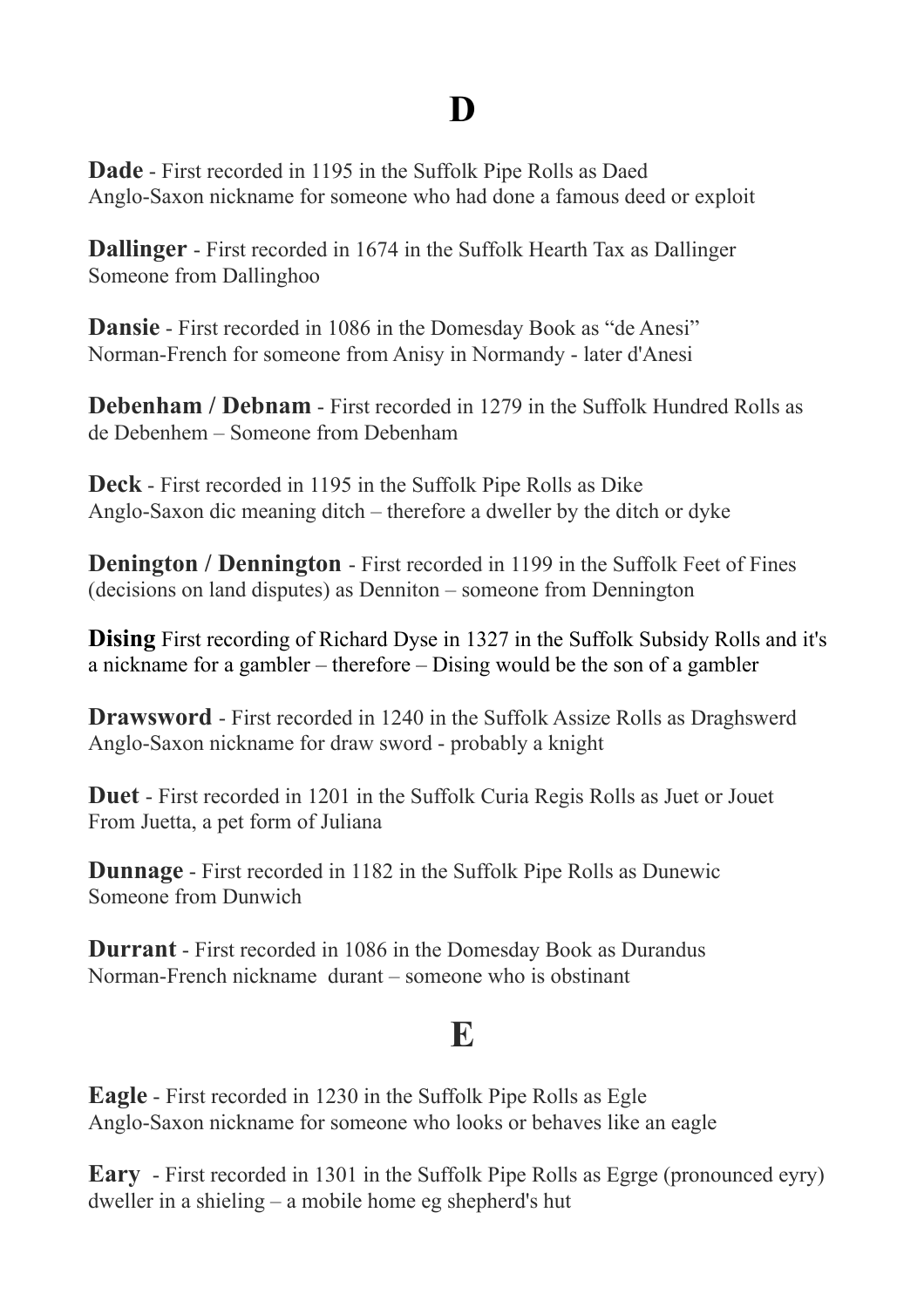# D

**Dade** - First recorded in 1195 in the Suffolk Pipe Rolls as Daed
Anglo-Saxon nickname for someone who had done a famous deed or exploit

**Dallinger** - First recorded in 1674 in the Suffolk Hearth Tax as Dallinger
Someone from Dallinghoo

**Dansie** - First recorded in 1086 in the Domesday Book as "de Anesi"
Norman-French for someone from Anisy in Normandy - later d'Anesi

**Debenham / Debnam** - First recorded in 1279 in the Suffolk Hundred Rolls as de Debenhem – Someone from Debenham

**Deck** - First recorded in 1195 in the Suffolk Pipe Rolls as Dike
Anglo-Saxon dic meaning ditch – therefore a dweller by the ditch or dyke

**Denington / Dennington** - First recorded in 1199 in the Suffolk Feet of Fines (decisions on land disputes) as Denniton – someone from Dennington

**Dising** First recording of Richard Dyse in 1327 in the Suffolk Subsidy Rolls and it's a nickname for a gambler – therefore – Dising would be the son of a gambler

**Drawsword** - First recorded in 1240 in the Suffolk Assize Rolls as Draghswerd
Anglo-Saxon nickname for draw sword - probably a knight

**Duet** - First recorded in 1201 in the Suffolk Curia Regis Rolls as Juet or Jouet
From Juetta, a pet form of Juliana

**Dunnage** - First recorded in 1182 in the Suffolk Pipe Rolls as Dunewic
Someone from Dunwich

**Durrant** - First recorded in 1086 in the Domesday Book as Durandus
Norman-French nickname durant – someone who is obstinant

# E

**Eagle** - First recorded in 1230 in the Suffolk Pipe Rolls as Egle
Anglo-Saxon nickname for someone who looks or behaves like an eagle

**Eary** - First recorded in 1301 in the Suffolk Pipe Rolls as Egrge (pronounced eyry)
dweller in a shieling – a mobile home eg shepherd's hut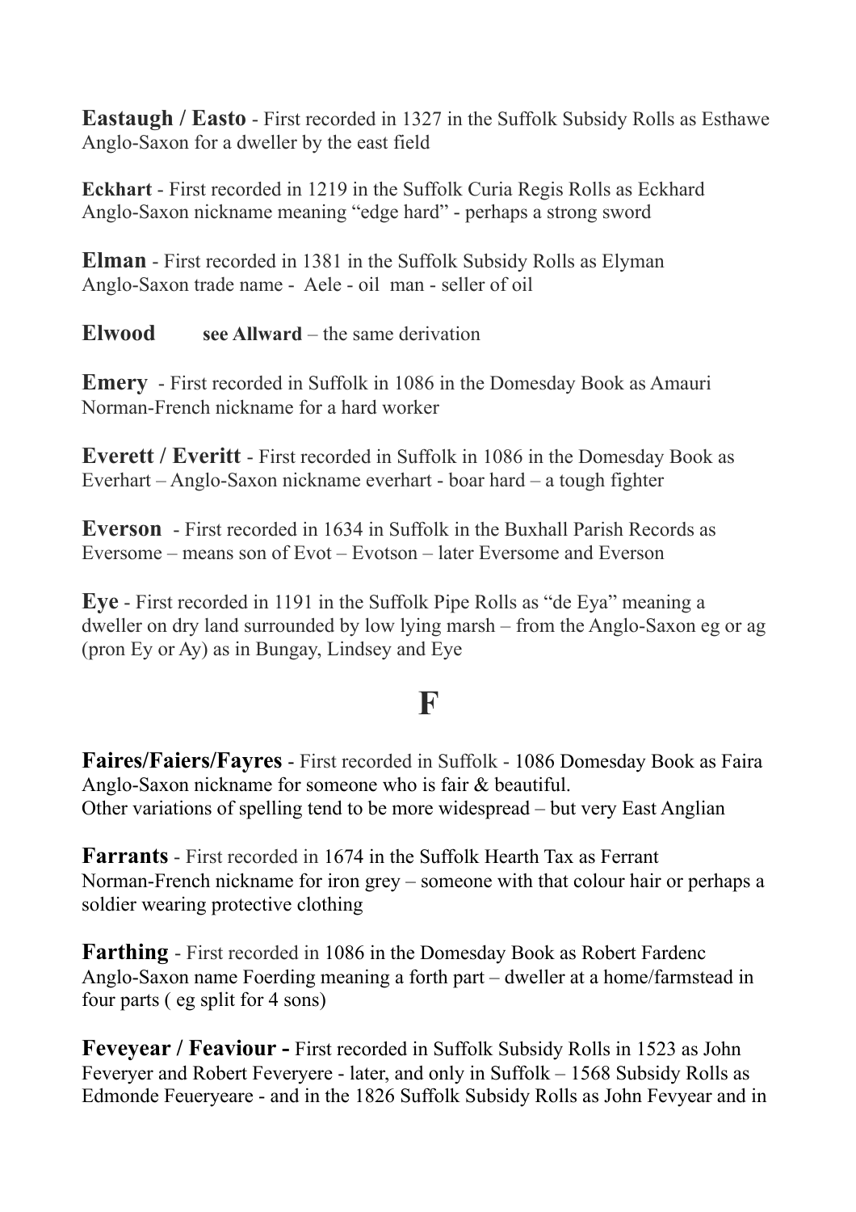**Eastaugh / Easto** - First recorded in 1327 in the Suffolk Subsidy Rolls as Esthawe Anglo-Saxon for a dweller by the east field

**Eckhart** - First recorded in 1219 in the Suffolk Curia Regis Rolls as Eckhard Anglo-Saxon nickname meaning "edge hard" - perhaps a strong sword

**Elman** - First recorded in 1381 in the Suffolk Subsidy Rolls as Elyman Anglo-Saxon trade name - Aele - oil man - seller of oil

**Elwood** **see Allward** – the same derivation

**Emery** - First recorded in Suffolk in 1086 in the Domesday Book as Amauri Norman-French nickname for a hard worker

**Everett / Everitt** - First recorded in Suffolk in 1086 in the Domesday Book as Everhart – Anglo-Saxon nickname everhart - boar hard – a tough fighter

**Everson** - First recorded in 1634 in Suffolk in the Buxhall Parish Records as Eversome – means son of Evot – Evotson – later Eversome and Everson

**Eye** - First recorded in 1191 in the Suffolk Pipe Rolls as "de Eya" meaning a dweller on dry land surrounded by low lying marsh – from the Anglo-Saxon eg or ag (pron Ey or Ay) as in Bungay, Lindsey and Eye

# F

**Faires/Faiers/Fayres** - First recorded in Suffolk - 1086 Domesday Book as Faira Anglo-Saxon nickname for someone who is fair & beautiful.
Other variations of spelling tend to be more widespread – but very East Anglian

**Farrants** - First recorded in 1674 in the Suffolk Hearth Tax as Ferrant Norman-French nickname for iron grey – someone with that colour hair or perhaps a soldier wearing protective clothing

**Farthing** - First recorded in 1086 in the Domesday Book as Robert Fardenc Anglo-Saxon name Foerding meaning a forth part – dweller at a home/farmstead in four parts ( eg split for 4 sons)

**Feveyear / Feaviour -** First recorded in Suffolk Subsidy Rolls in 1523 as John Feveryer and Robert Feveryere - later, and only in Suffolk – 1568 Subsidy Rolls as Edmonde Feueryeare - and in the 1826 Suffolk Subsidy Rolls as John Fevyear and in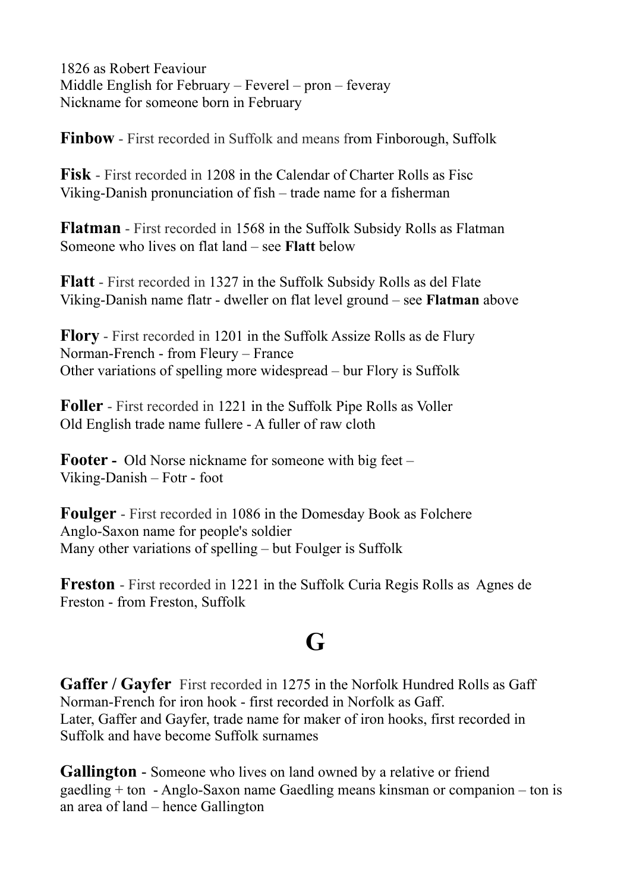1826 as Robert Feaviour
Middle English for February – Feverel – pron – feveray
Nickname for someone born in February

**Finbow** - First recorded in Suffolk and means from Finborough, Suffolk

**Fisk** - First recorded in 1208 in the Calendar of Charter Rolls as Fisc
Viking-Danish pronunciation of fish – trade name for a fisherman

**Flatman** - First recorded in 1568 in the Suffolk Subsidy Rolls as Flatman
Someone who lives on flat land – see **Flatt** below

**Flatt** - First recorded in 1327 in the Suffolk Subsidy Rolls as del Flate
Viking-Danish name flatr - dweller on flat level ground – see **Flatman** above

**Flory** - First recorded in 1201 in the Suffolk Assize Rolls as de Flury
Norman-French - from Fleury – France
Other variations of spelling more widespread – bur Flory is Suffolk

**Foller** - First recorded in 1221 in the Suffolk Pipe Rolls as Voller
Old English trade name fullere - A fuller of raw cloth

**Footer -** Old Norse nickname for someone with big feet –
Viking-Danish – Fotr - foot

**Foulger** - First recorded in 1086 in the Domesday Book as Folchere
Anglo-Saxon name for people's soldier
Many other variations of spelling – but Foulger is Suffolk

**Freston** - First recorded in 1221 in the Suffolk Curia Regis Rolls as Agnes de Freston - from Freston, Suffolk

# G

**Gaffer / Gayfer** First recorded in 1275 in the Norfolk Hundred Rolls as Gaff
Norman-French for iron hook - first recorded in Norfolk as Gaff.
Later, Gaffer and Gayfer, trade name for maker of iron hooks, first recorded in Suffolk and have become Suffolk surnames

**Gallington** - Someone who lives on land owned by a relative or friend
gaedling + ton - Anglo-Saxon name Gaedling means kinsman or companion – ton is an area of land – hence Gallington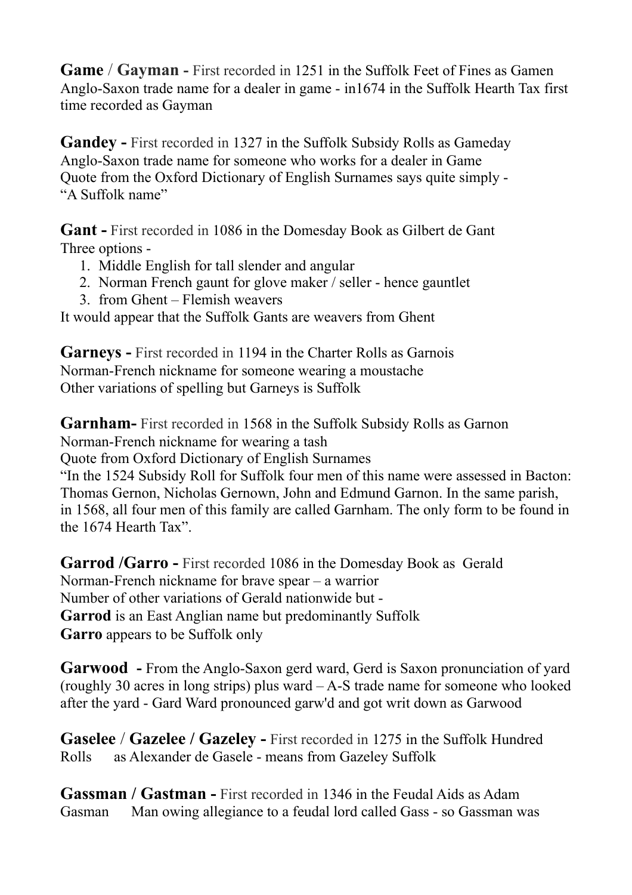**Game** / **Gayman -** First recorded in 1251 in the Suffolk Feet of Fines as Gamen Anglo-Saxon trade name for a dealer in game - in1674 in the Suffolk Hearth Tax first time recorded as Gayman

**Gandey -** First recorded in 1327 in the Suffolk Subsidy Rolls as Gameday
Anglo-Saxon trade name for someone who works for a dealer in Game
Quote from the Oxford Dictionary of English Surnames says quite simply -
"A Suffolk name"

**Gant -** First recorded in 1086 in the Domesday Book as Gilbert de Gant
Three options -

1. Middle English for tall slender and angular
2. Norman French gaunt for glove maker / seller - hence gauntlet
3. from Ghent – Flemish weavers

It would appear that the Suffolk Gants are weavers from Ghent

**Garneys -** First recorded in 1194 in the Charter Rolls as Garnois
Norman-French nickname for someone wearing a moustache
Other variations of spelling but Garneys is Suffolk

**Garnham-** First recorded in 1568 in the Suffolk Subsidy Rolls as Garnon
Norman-French nickname for wearing a tash
Quote from Oxford Dictionary of English Surnames
"In the 1524 Subsidy Roll for Suffolk four men of this name were assessed in Bacton: Thomas Gernon, Nicholas Gernown, John and Edmund Garnon. In the same parish, in 1568, all four men of this family are called Garnham. The only form to be found in the 1674 Hearth Tax".

**Garrod /Garro -** First recorded 1086 in the Domesday Book as Gerald
Norman-French nickname for brave spear – a warrior
Number of other variations of Gerald nationwide but -
**Garrod** is an East Anglian name but predominantly Suffolk
**Garro** appears to be Suffolk only

**Garwood -** From the Anglo-Saxon gerd ward, Gerd is Saxon pronunciation of yard (roughly 30 acres in long strips) plus ward – A-S trade name for someone who looked after the yard - Gard Ward pronounced garw'd and got writ down as Garwood

**Gaselee** / **Gazelee / Gazeley -** First recorded in 1275 in the Suffolk Hundred Rolls as Alexander de Gasele - means from Gazeley Suffolk

**Gassman / Gastman -** First recorded in 1346 in the Feudal Aids as Adam Gasman Man owing allegiance to a feudal lord called Gass - so Gassman was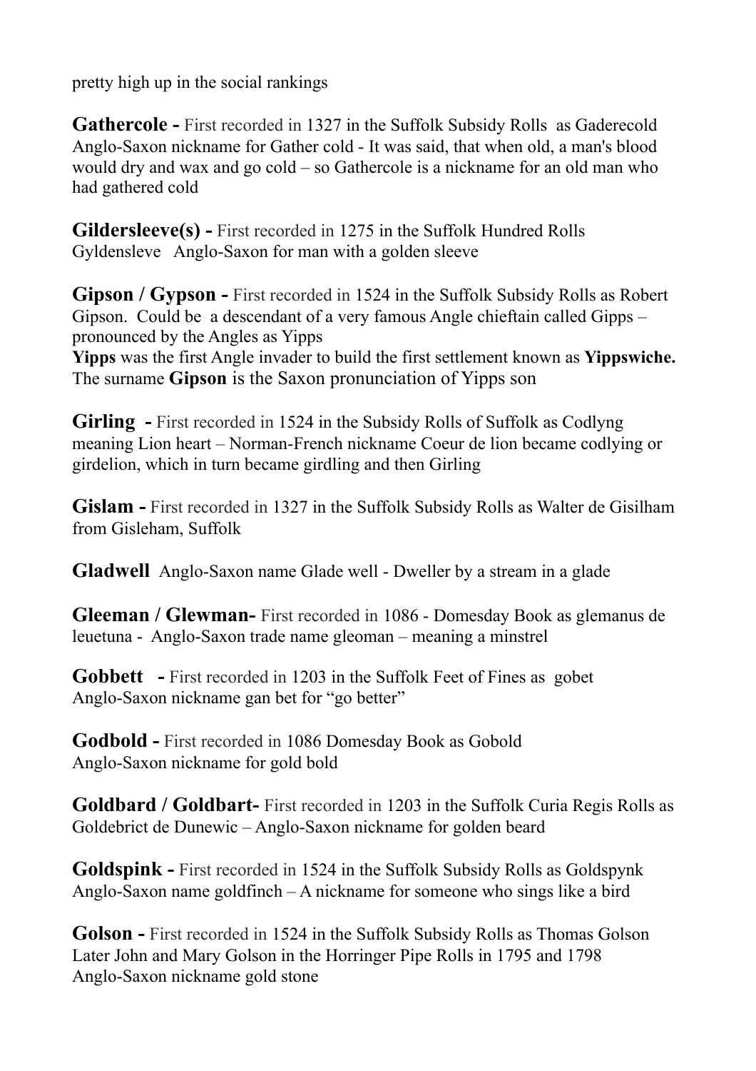pretty high up in the social rankings

**Gathercole -** First recorded in 1327 in the Suffolk Subsidy Rolls as Gaderecold
Anglo-Saxon nickname for Gather cold - It was said, that when old, a man's blood would dry and wax and go cold – so Gathercole is a nickname for an old man who had gathered cold

**Gildersleeve(s) -** First recorded in 1275 in the Suffolk Hundred Rolls
Gyldensleve Anglo-Saxon for man with a golden sleeve

**Gipson / Gypson -** First recorded in 1524 in the Suffolk Subsidy Rolls as Robert Gipson. Could be a descendant of a very famous Angle chieftain called Gipps – pronounced by the Angles as Yipps
**Yipps** was the first Angle invader to build the first settlement known as **Yippswiche.** The surname **Gipson** is the Saxon pronunciation of Yipps son

**Girling -** First recorded in 1524 in the Subsidy Rolls of Suffolk as Codlyng meaning Lion heart – Norman-French nickname Coeur de lion became codlying or girdelion, which in turn became girdling and then Girling

**Gislam -** First recorded in 1327 in the Suffolk Subsidy Rolls as Walter de Gisilham from Gisleham, Suffolk

**Gladwell** Anglo-Saxon name Glade well - Dweller by a stream in a glade

**Gleeman / Glewman-** First recorded in 1086 - Domesday Book as glemanus de leuetuna - Anglo-Saxon trade name gleoman – meaning a minstrel

**Gobbett -** First recorded in 1203 in the Suffolk Feet of Fines as gobet
Anglo-Saxon nickname gan bet for "go better"

**Godbold -** First recorded in 1086 Domesday Book as Gobold
Anglo-Saxon nickname for gold bold

**Goldbard / Goldbart-** First recorded in 1203 in the Suffolk Curia Regis Rolls as Goldebrict de Dunewic – Anglo-Saxon nickname for golden beard

**Goldspink -** First recorded in 1524 in the Suffolk Subsidy Rolls as Goldspynk
Anglo-Saxon name goldfinch – A nickname for someone who sings like a bird

**Golson -** First recorded in 1524 in the Suffolk Subsidy Rolls as Thomas Golson
Later John and Mary Golson in the Horringer Pipe Rolls in 1795 and 1798
Anglo-Saxon nickname gold stone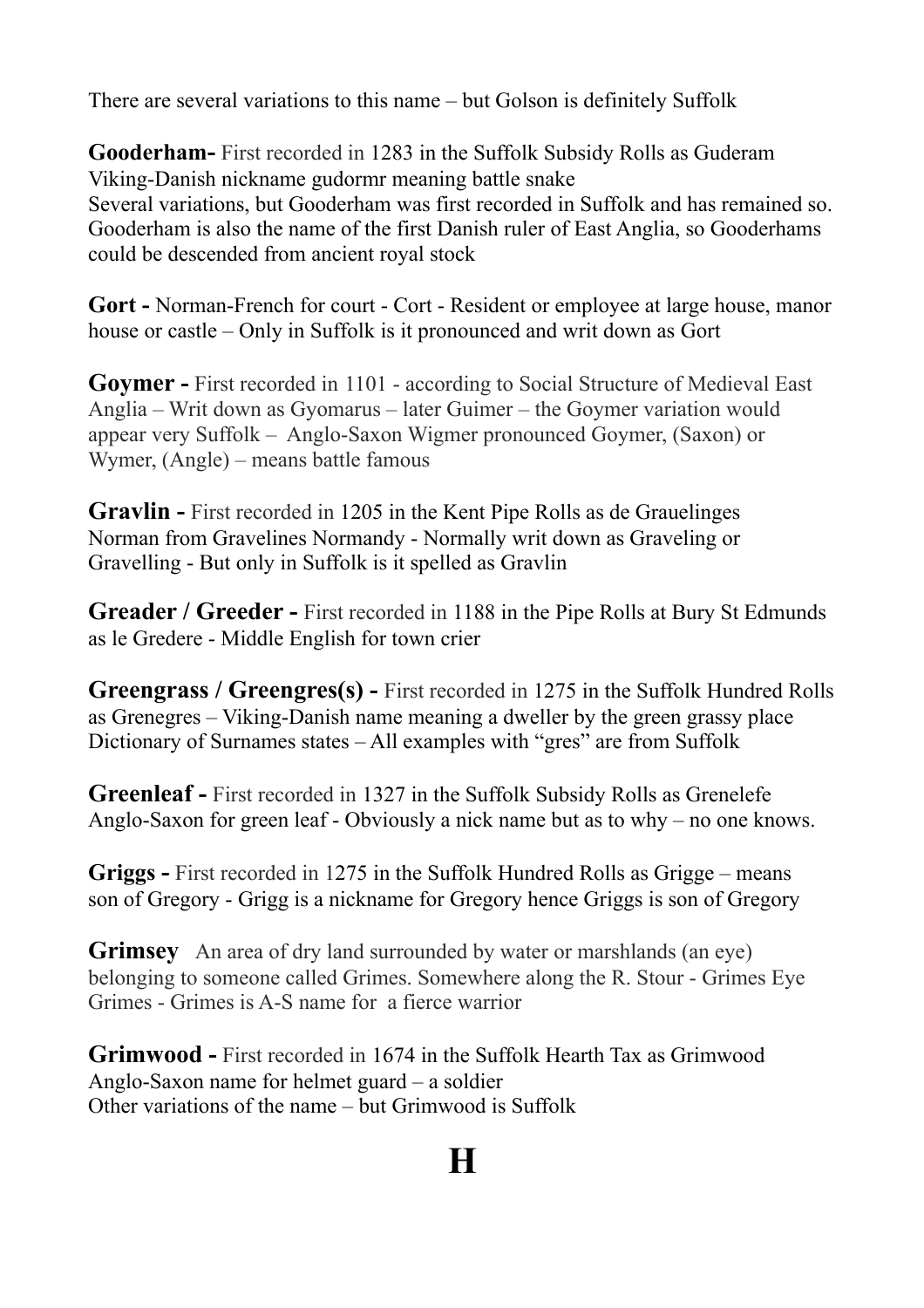There are several variations to this name – but Golson is definitely Suffolk

**Gooderham-** First recorded in 1283 in the Suffolk Subsidy Rolls as Guderam
Viking-Danish nickname gudormr meaning battle snake
Several variations, but Gooderham was first recorded in Suffolk and has remained so. Gooderham is also the name of the first Danish ruler of East Anglia, so Gooderhams could be descended from ancient royal stock

**Gort -** Norman-French for court - Cort - Resident or employee at large house, manor house or castle – Only in Suffolk is it pronounced and writ down as Gort

**Goymer -** First recorded in 1101 - according to Social Structure of Medieval East Anglia – Writ down as Gyomarus – later Guimer – the Goymer variation would appear very Suffolk – Anglo-Saxon Wigmer pronounced Goymer, (Saxon) or Wymer, (Angle) – means battle famous

**Gravlin -** First recorded in 1205 in the Kent Pipe Rolls as de Grauelinges
Norman from Gravelines Normandy - Normally writ down as Graveling or Gravelling - But only in Suffolk is it spelled as Gravlin

**Greader / Greeder -** First recorded in 1188 in the Pipe Rolls at Bury St Edmunds as le Gredere - Middle English for town crier

**Greengrass / Greengres(s) -** First recorded in 1275 in the Suffolk Hundred Rolls as Grenegres – Viking-Danish name meaning a dweller by the green grassy place
Dictionary of Surnames states – All examples with "gres" are from Suffolk

**Greenleaf -** First recorded in 1327 in the Suffolk Subsidy Rolls as Grenelefe
Anglo-Saxon for green leaf - Obviously a nick name but as to why – no one knows.

**Griggs -** First recorded in 1275 in the Suffolk Hundred Rolls as Grigge – means son of Gregory - Grigg is a nickname for Gregory hence Griggs is son of Gregory

**Grimsey** An area of dry land surrounded by water or marshlands (an eye) belonging to someone called Grimes. Somewhere along the R. Stour - Grimes Eye
Grimes - Grimes is A-S name for a fierce warrior

**Grimwood -** First recorded in 1674 in the Suffolk Hearth Tax as Grimwood
Anglo-Saxon name for helmet guard – a soldier
Other variations of the name – but Grimwood is Suffolk

# H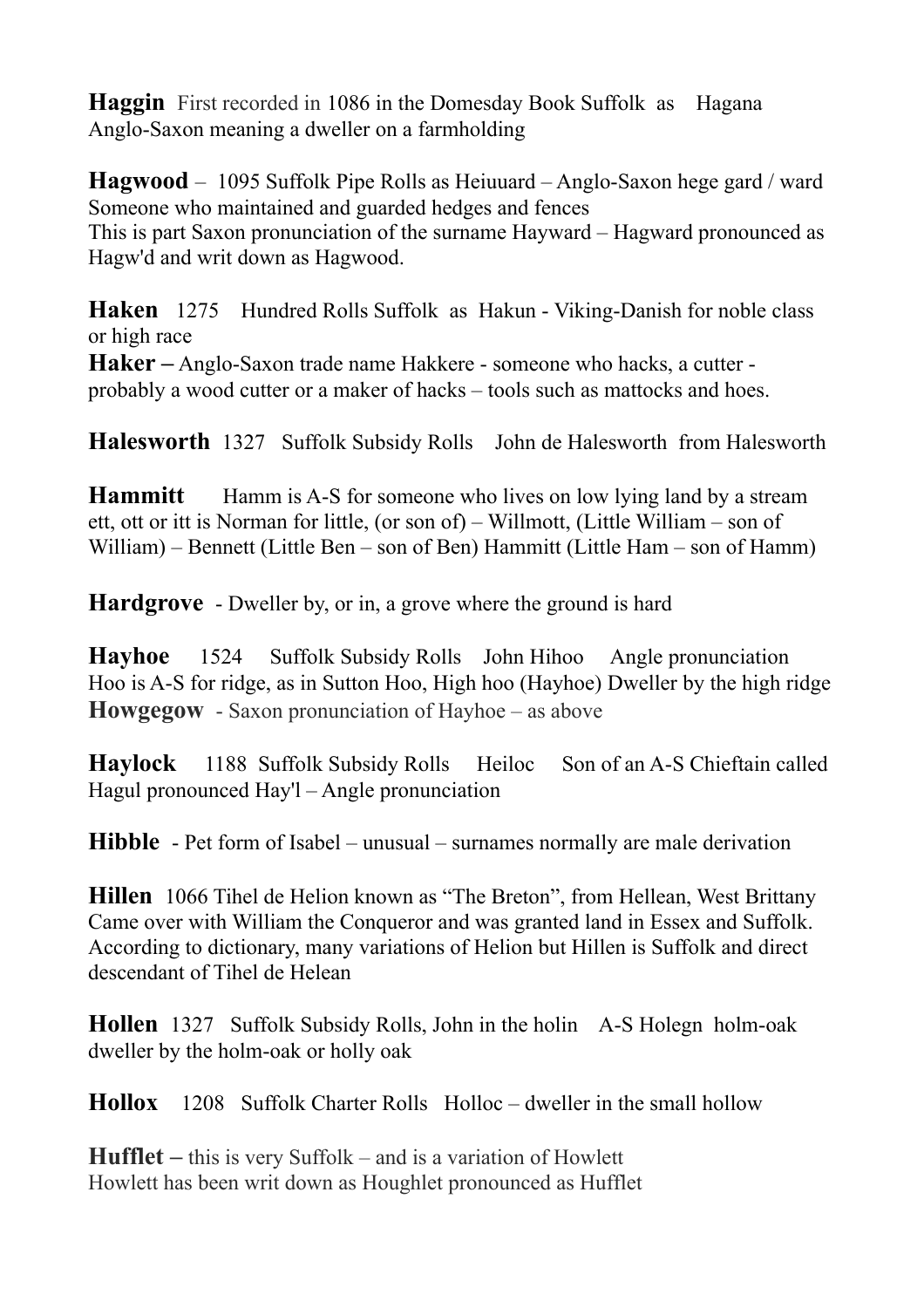**Haggin** First recorded in 1086 in the Domesday Book Suffolk as Hagana
Anglo-Saxon meaning a dweller on a farmholding

**Hagwood** – 1095 Suffolk Pipe Rolls as Heiuuard – Anglo-Saxon hege gard / ward
Someone who maintained and guarded hedges and fences
This is part Saxon pronunciation of the surname Hayward – Hagward pronounced as Hagw'd and writ down as Hagwood.

**Haken** 1275 Hundred Rolls Suffolk as Hakun - Viking-Danish for noble class or high race
**Haker –** Anglo-Saxon trade name Hakkere - someone who hacks, a cutter - probably a wood cutter or a maker of hacks – tools such as mattocks and hoes.

**Halesworth** 1327 Suffolk Subsidy Rolls John de Halesworth from Halesworth

**Hammitt** Hamm is A-S for someone who lives on low lying land by a stream
ett, ott or itt is Norman for little, (or son of) – Willmott, (Little William – son of William) – Bennett (Little Ben – son of Ben) Hammitt (Little Ham – son of Hamm)

**Hardgrove** - Dweller by, or in, a grove where the ground is hard

**Hayhoe** 1524 Suffolk Subsidy Rolls John Hihoo Angle pronunciation
Hoo is A-S for ridge, as in Sutton Hoo, High hoo (Hayhoe) Dweller by the high ridge
**Howgegow** - Saxon pronunciation of Hayhoe – as above

**Haylock** 1188 Suffolk Subsidy Rolls Heiloc Son of an A-S Chieftain called Hagul pronounced Hay'l – Angle pronunciation

**Hibble** - Pet form of Isabel – unusual – surnames normally are male derivation

**Hillen** 1066 Tihel de Helion known as "The Breton", from Hellean, West Brittany
Came over with William the Conqueror and was granted land in Essex and Suffolk.
According to dictionary, many variations of Helion but Hillen is Suffolk and direct descendant of Tihel de Helean

**Hollen** 1327 Suffolk Subsidy Rolls, John in the holin A-S Holegn holm-oak
dweller by the holm-oak or holly oak

**Hollox** 1208 Suffolk Charter Rolls Holloc – dweller in the small hollow

**Hufflet –** this is very Suffolk – and is a variation of Howlett
Howlett has been writ down as Houghlet pronounced as Hufflet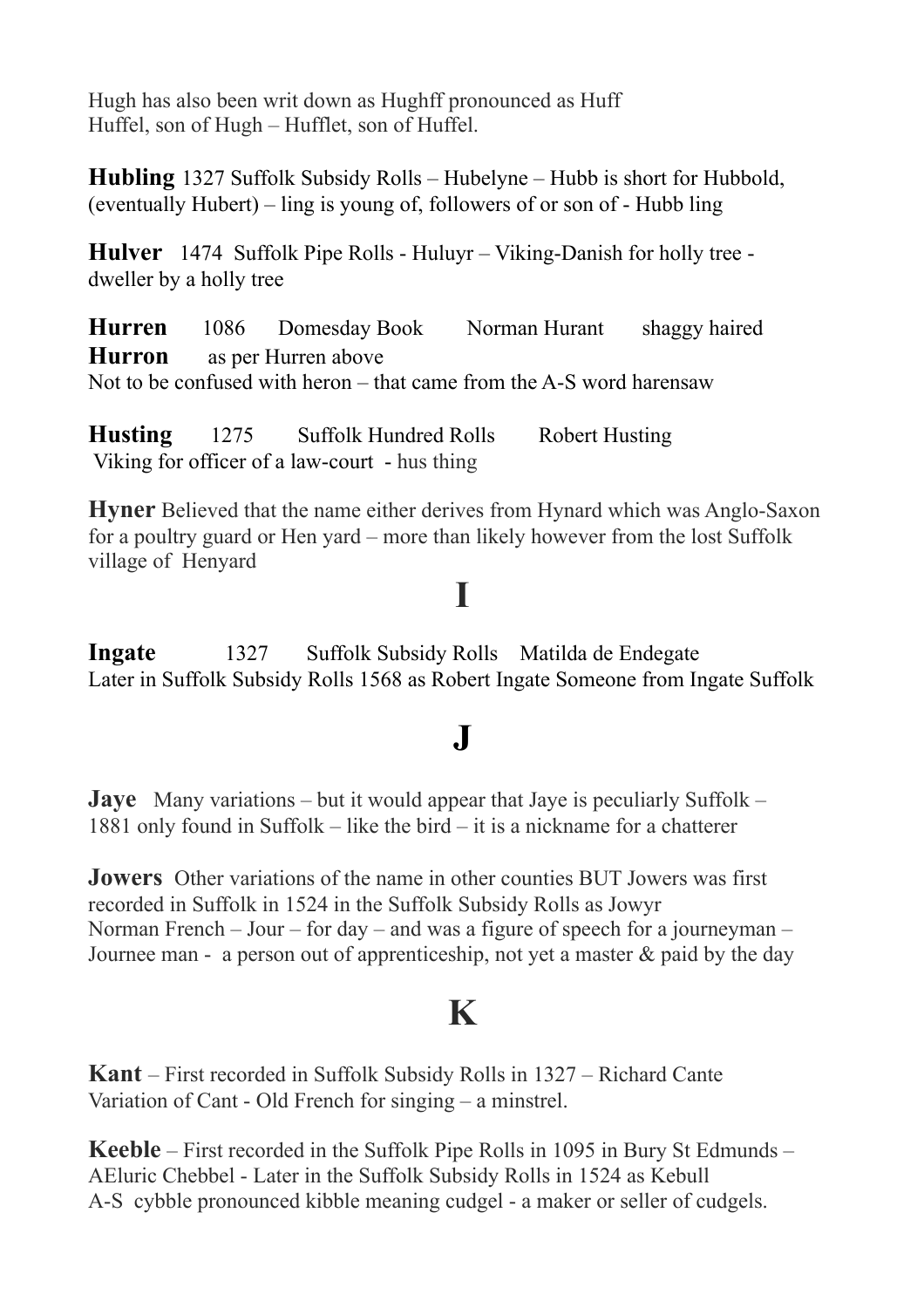Hugh has also been writ down as Hughff pronounced as Huff
Huffel, son of Hugh – Hufflet, son of Huffel.

**Hubling** 1327 Suffolk Subsidy Rolls – Hubelyne – Hubb is short for Hubbold, (eventually Hubert) – ling is young of, followers of or son of - Hubb ling

**Hulver** 1474 Suffolk Pipe Rolls - Huluyr – Viking-Danish for holly tree - dweller by a holly tree

**Hurren** 1086 Domesday Book Norman Hurant shaggy haired
**Hurron** as per Hurren above
Not to be confused with heron – that came from the A-S word harensaw

**Husting** 1275 Suffolk Hundred Rolls Robert Husting
Viking for officer of a law-court - hus thing

**Hyner** Believed that the name either derives from Hynard which was Anglo-Saxon for a poultry guard or Hen yard – more than likely however from the lost Suffolk village of Henyard

# I

**Ingate** 1327 Suffolk Subsidy Rolls Matilda de Endegate
Later in Suffolk Subsidy Rolls 1568 as Robert Ingate Someone from Ingate Suffolk

# J

**Jaye** Many variations – but it would appear that Jaye is peculiarly Suffolk – 1881 only found in Suffolk – like the bird – it is a nickname for a chatterer

**Jowers** Other variations of the name in other counties BUT Jowers was first recorded in Suffolk in 1524 in the Suffolk Subsidy Rolls as Jowyr
Norman French – Jour – for day – and was a figure of speech for a journeyman – Journee man - a person out of apprenticeship, not yet a master & paid by the day

# K

**Kant** – First recorded in Suffolk Subsidy Rolls in 1327 – Richard Cante
Variation of Cant - Old French for singing – a minstrel.

**Keeble** – First recorded in the Suffolk Pipe Rolls in 1095 in Bury St Edmunds – AEluric Chebbel - Later in the Suffolk Subsidy Rolls in 1524 as Kebull
A-S cybble pronounced kibble meaning cudgel - a maker or seller of cudgels.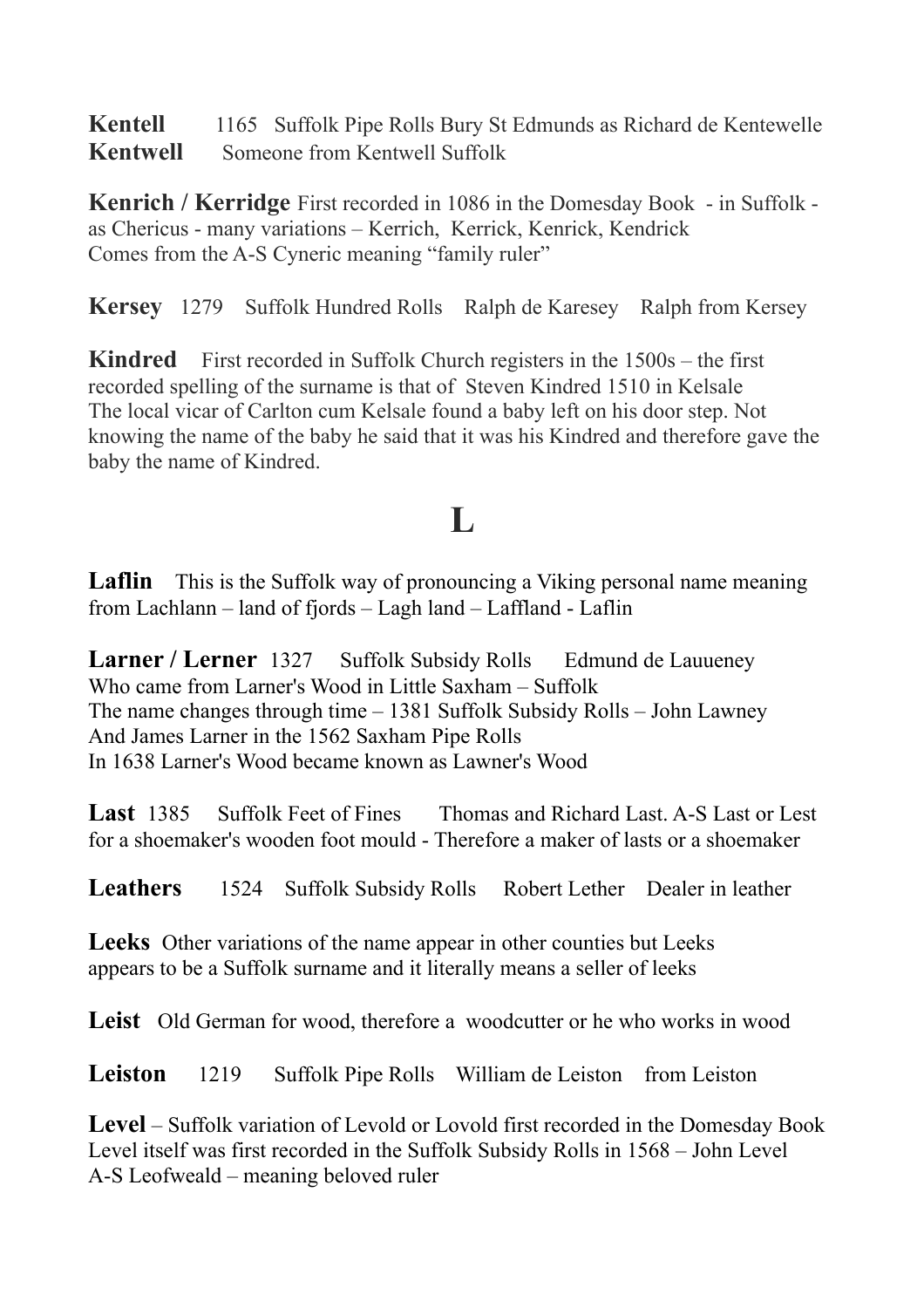**Kentell** 1165 Suffolk Pipe Rolls Bury St Edmunds as Richard de Kentewelle
**Kentwell** Someone from Kentwell Suffolk

**Kenrich / Kerridge** First recorded in 1086 in the Domesday Book - in Suffolk - as Chericus - many variations – Kerrich, Kerrick, Kenrick, Kendrick
Comes from the A-S Cyneric meaning "family ruler"

**Kersey** 1279 Suffolk Hundred Rolls Ralph de Karesey Ralph from Kersey

**Kindred** First recorded in Suffolk Church registers in the 1500s – the first recorded spelling of the surname is that of Steven Kindred 1510 in Kelsale
The local vicar of Carlton cum Kelsale found a baby left on his door step. Not knowing the name of the baby he said that it was his Kindred and therefore gave the baby the name of Kindred.

# L

**Laflin** This is the Suffolk way of pronouncing a Viking personal name meaning from Lachlann – land of fjords – Lagh land – Laffland - Laflin

**Larner / Lerner** 1327 Suffolk Subsidy Rolls Edmund de Lauueney
Who came from Larner's Wood in Little Saxham – Suffolk
The name changes through time – 1381 Suffolk Subsidy Rolls – John Lawney
And James Larner in the 1562 Saxham Pipe Rolls
In 1638 Larner's Wood became known as Lawner's Wood

**Last** 1385 Suffolk Feet of Fines Thomas and Richard Last. A-S Last or Lest for a shoemaker's wooden foot mould - Therefore a maker of lasts or a shoemaker

**Leathers** 1524 Suffolk Subsidy Rolls Robert Lether Dealer in leather

**Leeks** Other variations of the name appear in other counties but Leeks appears to be a Suffolk surname and it literally means a seller of leeks

**Leist** Old German for wood, therefore a woodcutter or he who works in wood

**Leiston** 1219 Suffolk Pipe Rolls William de Leiston from Leiston

**Level** – Suffolk variation of Levold or Lovold first recorded in the Domesday Book
Level itself was first recorded in the Suffolk Subsidy Rolls in 1568 – John Level
A-S Leofweald – meaning beloved ruler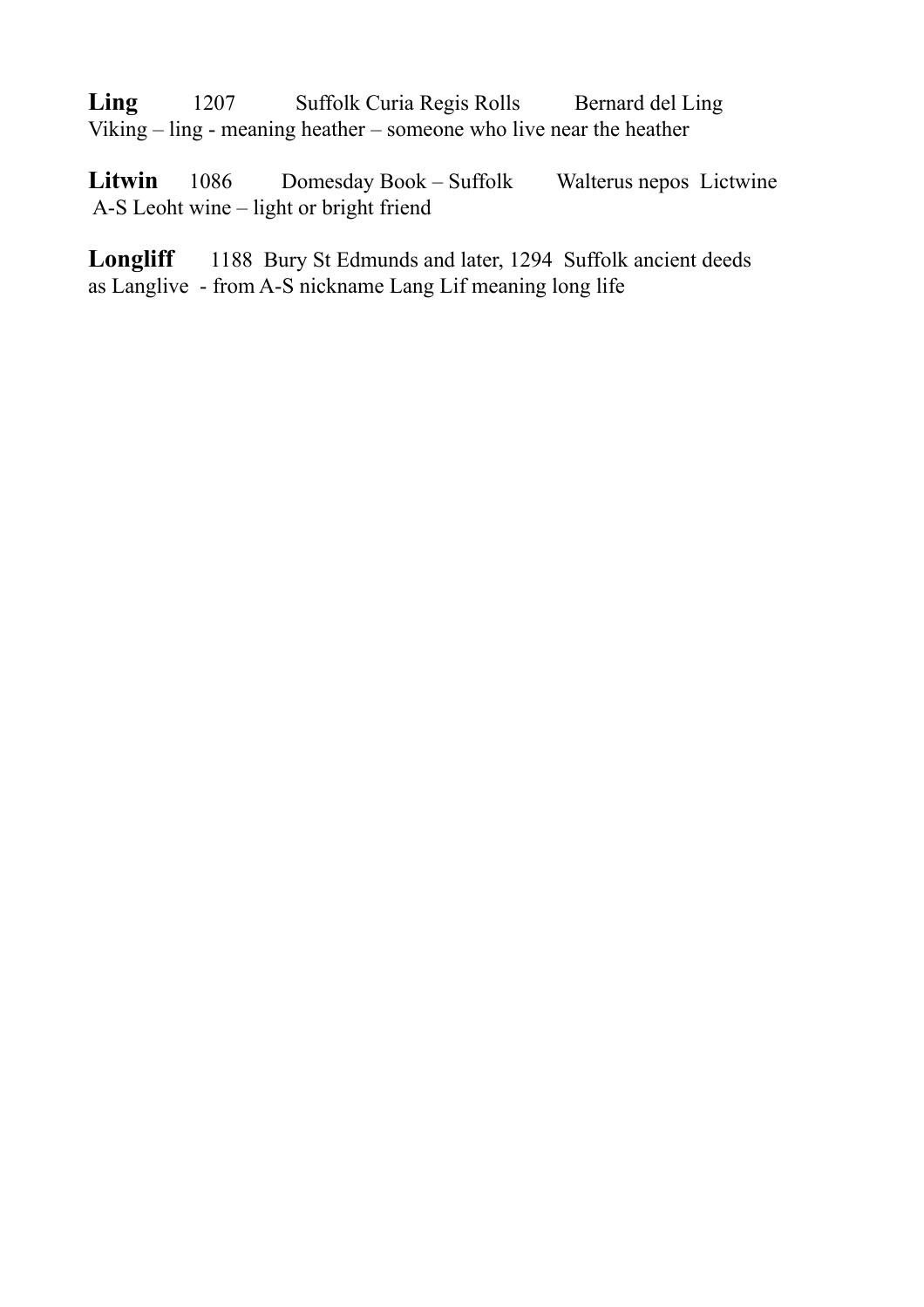**Ling** 1207 Suffolk Curia Regis Rolls Bernard del Ling
Viking – ling - meaning heather – someone who live near the heather

**Litwin** 1086 Domesday Book – Suffolk Walterus nepos Lictwine
A-S Leoht wine – light or bright friend

**Longliff** 1188 Bury St Edmunds and later, 1294 Suffolk ancient deeds
as Langlive - from A-S nickname Lang Lif meaning long life